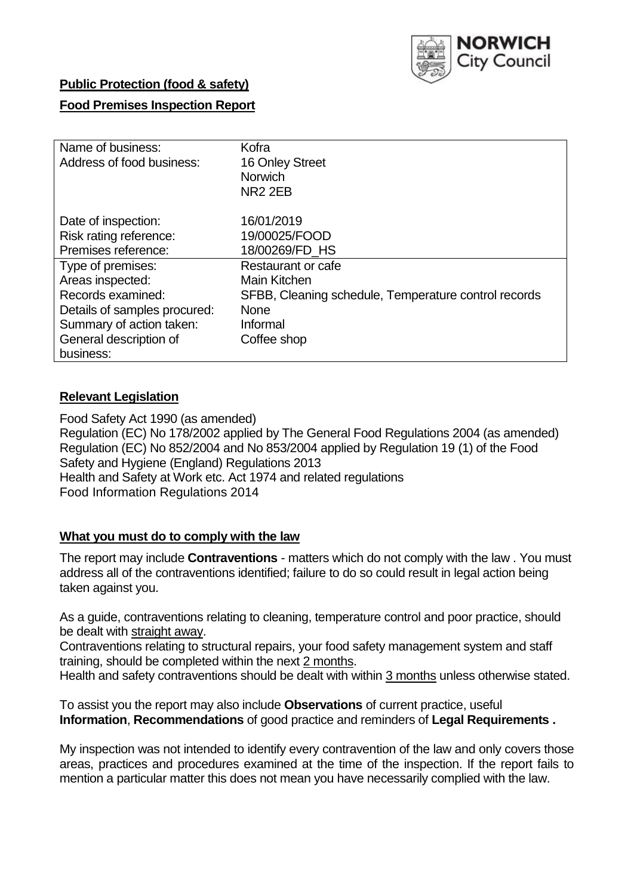NORWICH City Council

**Public Protection (food & safety)**

**Food Premises Inspection Report**

| | |
|---|---|
| Name of business: | Kofra |
| Address of food business: | 16 Onley Street<br>Norwich<br>NR2 2EB |
| Date of inspection: | 16/01/2019 |
| Risk rating reference: | 19/00025/FOOD |
| Premises reference: | 18/00269/FD_HS |
| Type of premises: | Restaurant or cafe |
| Areas inspected: | Main Kitchen |
| Records examined: | SFBB, Cleaning schedule, Temperature control records |
| Details of samples procured: | None |
| Summary of action taken: | Informal |
| General description of business: | Coffee shop |

## **Relevant Legislation**

Food Safety Act 1990 (as amended)
Regulation (EC) No 178/2002 applied by The General Food Regulations 2004 (as amended)
Regulation (EC) No 852/2004 and No 853/2004 applied by Regulation 19 (1) of the Food Safety and Hygiene (England) Regulations 2013
Health and Safety at Work etc. Act 1974 and related regulations
Food Information Regulations 2014

## **What you must do to comply with the law**

The report may include **Contraventions** - matters which do not comply with the law . You must address all of the contraventions identified; failure to do so could result in legal action being taken against you.

As a guide, contraventions relating to cleaning, temperature control and poor practice, should be dealt with straight away.
Contraventions relating to structural repairs, your food safety management system and staff training, should be completed within the next 2 months.
Health and safety contraventions should be dealt with within 3 months unless otherwise stated.

To assist you the report may also include **Observations** of current practice, useful **Information**, **Recommendations** of good practice and reminders of **Legal Requirements .**

My inspection was not intended to identify every contravention of the law and only covers those areas, practices and procedures examined at the time of the inspection. If the report fails to mention a particular matter this does not mean you have necessarily complied with the law.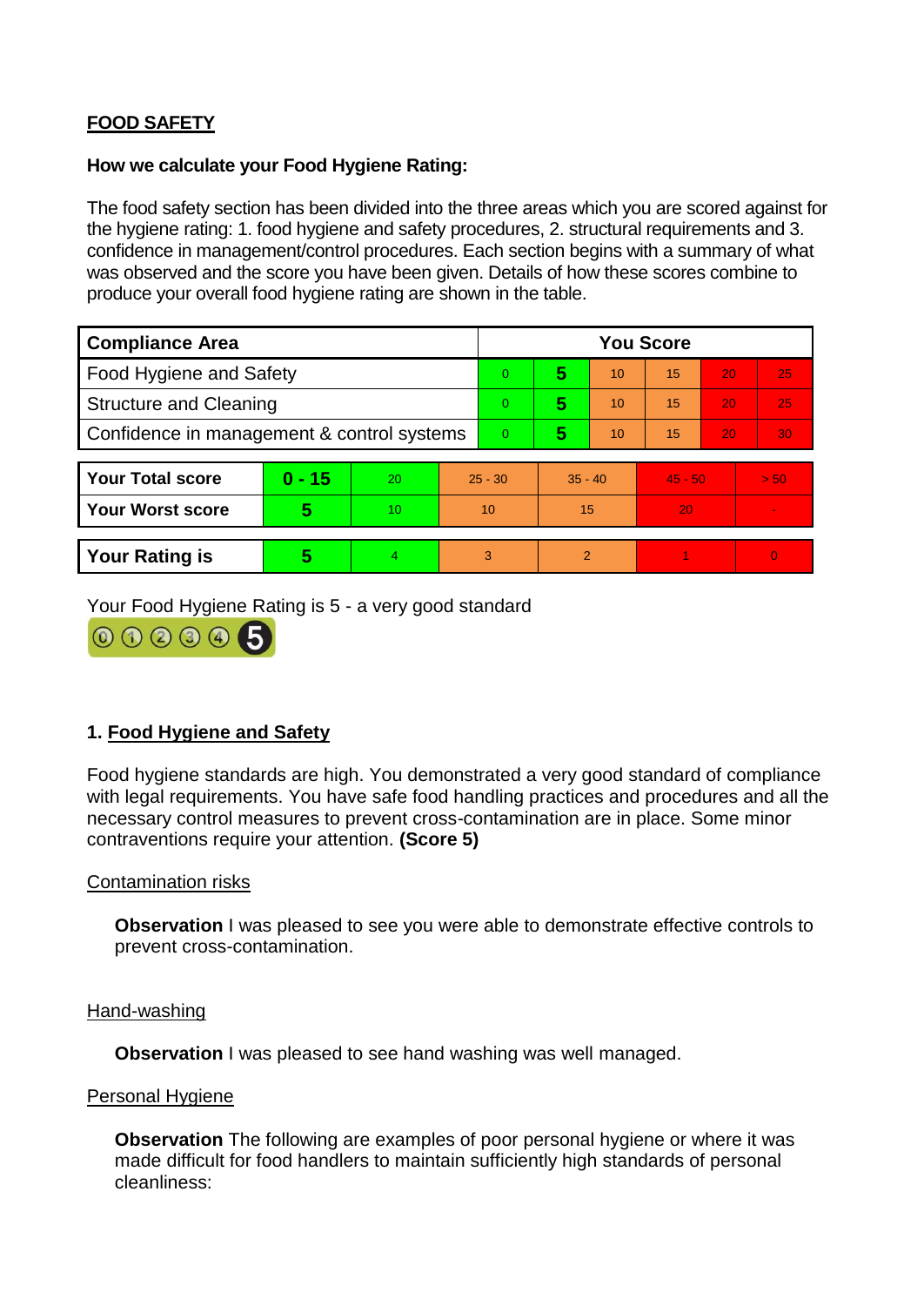## FOOD SAFETY

**How we calculate your Food Hygiene Rating:**

The food safety section has been divided into the three areas which you are scored against for the hygiene rating: 1. food hygiene and safety procedures, 2. structural requirements and 3. confidence in management/control procedures. Each section begins with a summary of what was observed and the score you have been given. Details of how these scores combine to produce your overall food hygiene rating are shown in the table.

| Compliance Area | You Score | | | | | |
|---|---|---|---|---|---|---|
| Food Hygiene and Safety | 0 | **5** | 10 | 15 | 20 | 25 |
| Structure and Cleaning | 0 | **5** | 10 | 15 | 20 | 25 |
| Confidence in management & control systems | 0 | **5** | 10 | 15 | 20 | 30 |

| | | | | | | |
|---|---|---|---|---|---|---|
| **Your Total score** | **0 - 15** | 20 | 25 - 30 | 35 - 40 | 45 - 50 | > 50 |
| **Your Worst score** | **5** | 10 | 10 | 15 | 20 | - |

| | | | | | | |
|---|---|---|---|---|---|---|
| **Your Rating is** | **5** | 4 | 3 | 2 | 1 | 0 |

Your Food Hygiene Rating is 5 - a very good standard

### 1. Food Hygiene and Safety

Food hygiene standards are high. You demonstrated a very good standard of compliance with legal requirements. You have safe food handling practices and procedures and all the necessary control measures to prevent cross-contamination are in place. Some minor contraventions require your attention. **(Score 5)**

Contamination risks

**Observation** I was pleased to see you were able to demonstrate effective controls to prevent cross-contamination.

Hand-washing

**Observation** I was pleased to see hand washing was well managed.

Personal Hygiene

**Observation** The following are examples of poor personal hygiene or where it was made difficult for food handlers to maintain sufficiently high standards of personal cleanliness: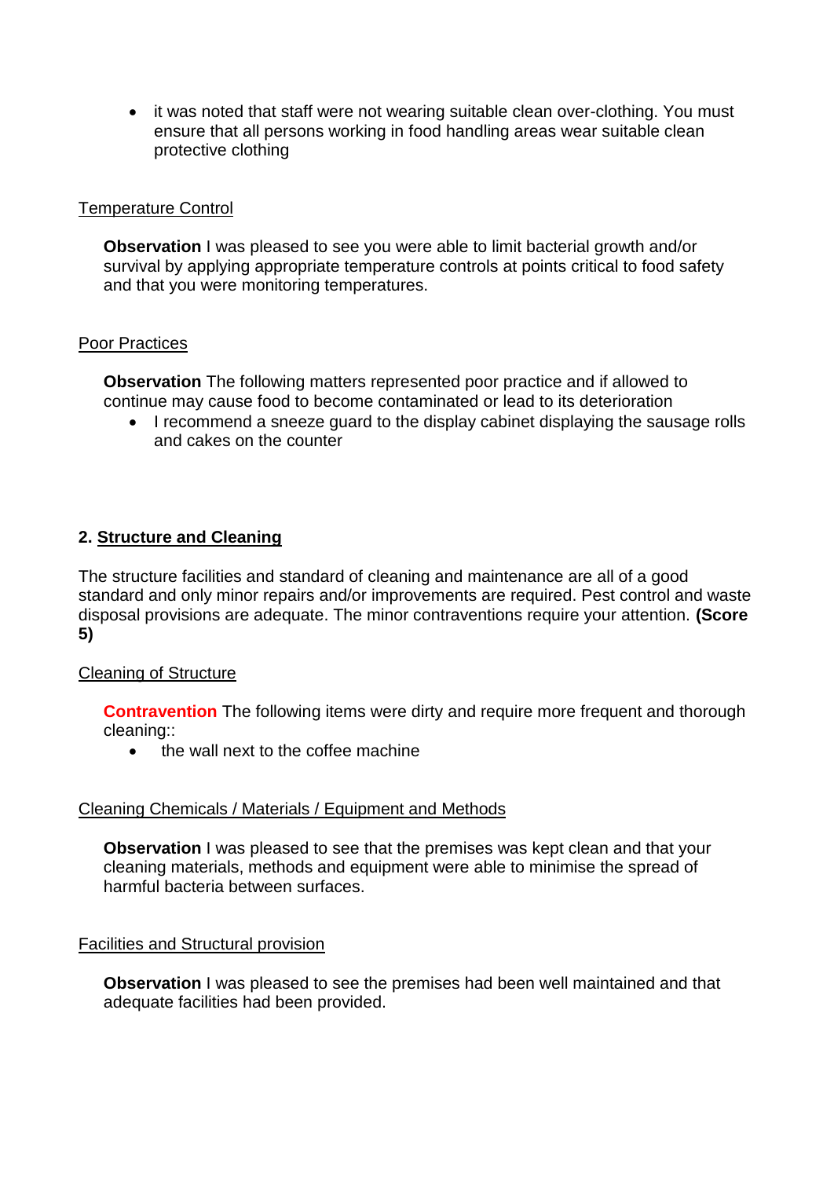- it was noted that staff were not wearing suitable clean over-clothing. You must ensure that all persons working in food handling areas wear suitable clean protective clothing

Temperature Control

**Observation** I was pleased to see you were able to limit bacterial growth and/or survival by applying appropriate temperature controls at points critical to food safety and that you were monitoring temperatures.

Poor Practices

**Observation** The following matters represented poor practice and if allowed to continue may cause food to become contaminated or lead to its deterioration

- I recommend a sneeze guard to the display cabinet displaying the sausage rolls and cakes on the counter

## 2. Structure and Cleaning

The structure facilities and standard of cleaning and maintenance are all of a good standard and only minor repairs and/or improvements are required. Pest control and waste disposal provisions are adequate. The minor contraventions require your attention. **(Score 5)**

Cleaning of Structure

**Contravention** The following items were dirty and require more frequent and thorough cleaning::

- the wall next to the coffee machine

Cleaning Chemicals / Materials / Equipment and Methods

**Observation** I was pleased to see that the premises was kept clean and that your cleaning materials, methods and equipment were able to minimise the spread of harmful bacteria between surfaces.

Facilities and Structural provision

**Observation** I was pleased to see the premises had been well maintained and that adequate facilities had been provided.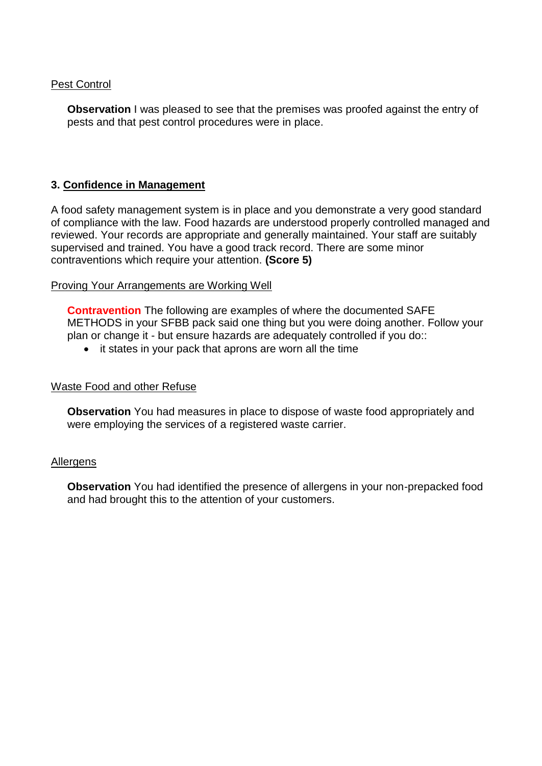Pest Control

**Observation** I was pleased to see that the premises was proofed against the entry of pests and that pest control procedures were in place.

## 3. Confidence in Management

A food safety management system is in place and you demonstrate a very good standard of compliance with the law. Food hazards are understood properly controlled managed and reviewed. Your records are appropriate and generally maintained. Your staff are suitably supervised and trained. You have a good track record. There are some minor contraventions which require your attention. **(Score 5)**

Proving Your Arrangements are Working Well

**Contravention** The following are examples of where the documented SAFE METHODS in your SFBB pack said one thing but you were doing another. Follow your plan or change it - but ensure hazards are adequately controlled if you do::

- it states in your pack that aprons are worn all the time

Waste Food and other Refuse

**Observation** You had measures in place to dispose of waste food appropriately and were employing the services of a registered waste carrier.

Allergens

**Observation** You had identified the presence of allergens in your non-prepacked food and had brought this to the attention of your customers.